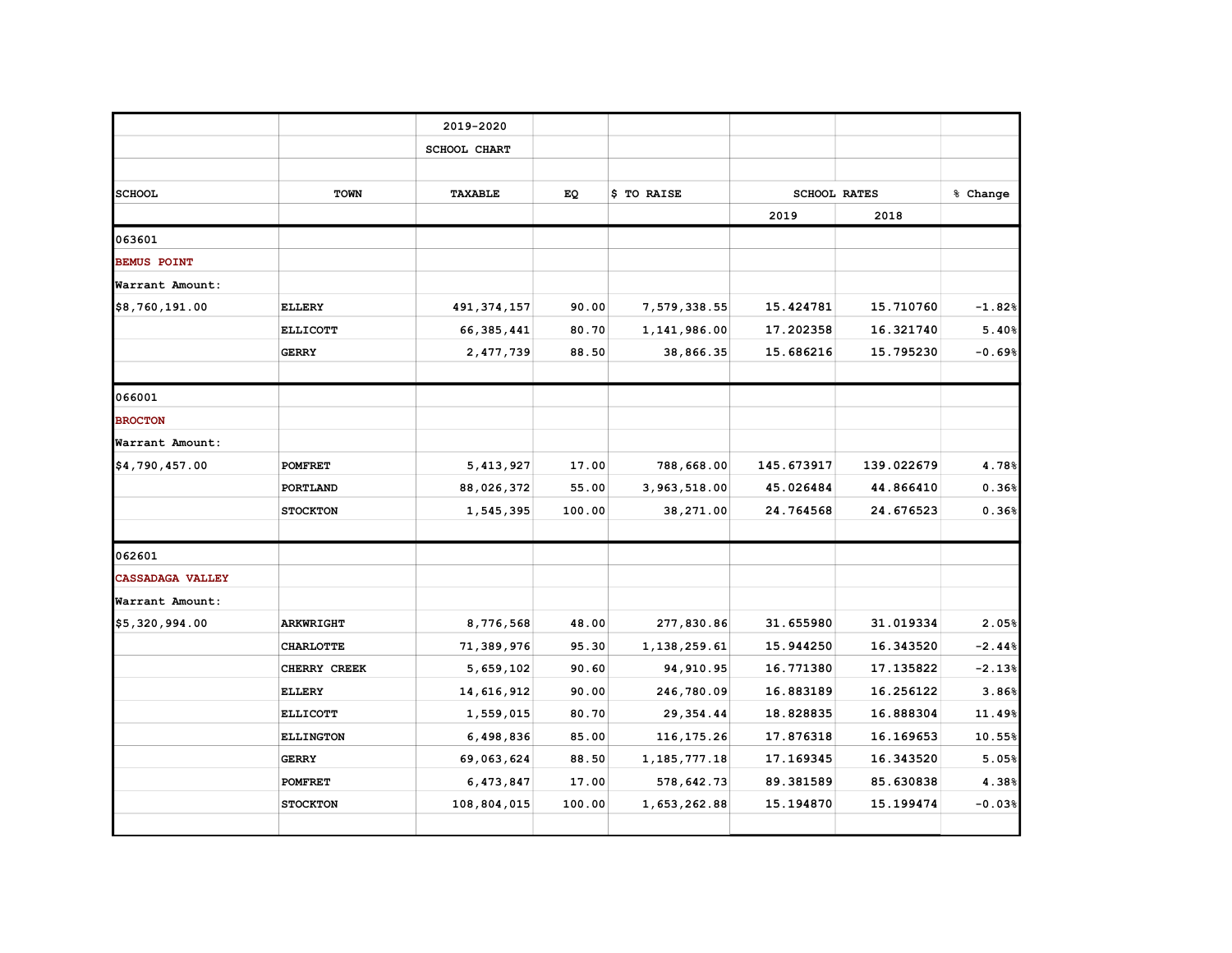| | | 2019-2020 | | | | | |
|---|---|---|---|---|---|---|---|
| | | SCHOOL CHART | | | | | |
| | | | | | | | |
| SCHOOL | TOWN | TAXABLE | EQ | $ TO RAISE | SCHOOL RATES | | % Change |
| | | | | | 2019 | 2018 | |
| 063601 | | | | | | | |
| **BEMUS POINT** | | | | | | | |
| Warrant Amount: | | | | | | | |
| $8,760,191.00 | ELLERY | 491,374,157 | 90.00 | 7,579,338.55 | 15.424781 | 15.710760 | -1.82% |
| | ELLICOTT | 66,385,441 | 80.70 | 1,141,986.00 | 17.202358 | 16.321740 | 5.40% |
| | GERRY | 2,477,739 | 88.50 | 38,866.35 | 15.686216 | 15.795230 | -0.69% |
| | | | | | | | |
| 066001 | | | | | | | |
| **BROCTON** | | | | | | | |
| Warrant Amount: | | | | | | | |
| $4,790,457.00 | POMFRET | 5,413,927 | 17.00 | 788,668.00 | 145.673917 | 139.022679 | 4.78% |
| | PORTLAND | 88,026,372 | 55.00 | 3,963,518.00 | 45.026484 | 44.866410 | 0.36% |
| | STOCKTON | 1,545,395 | 100.00 | 38,271.00 | 24.764568 | 24.676523 | 0.36% |
| | | | | | | | |
| 062601 | | | | | | | |
| **CASSADAGA VALLEY** | | | | | | | |
| Warrant Amount: | | | | | | | |
| $5,320,994.00 | ARKWRIGHT | 8,776,568 | 48.00 | 277,830.86 | 31.655980 | 31.019334 | 2.05% |
| | CHARLOTTE | 71,389,976 | 95.30 | 1,138,259.61 | 15.944250 | 16.343520 | -2.44% |
| | CHERRY CREEK | 5,659,102 | 90.60 | 94,910.95 | 16.771380 | 17.135822 | -2.13% |
| | ELLERY | 14,616,912 | 90.00 | 246,780.09 | 16.883189 | 16.256122 | 3.86% |
| | ELLICOTT | 1,559,015 | 80.70 | 29,354.44 | 18.828835 | 16.888304 | 11.49% |
| | ELLINGTON | 6,498,836 | 85.00 | 116,175.26 | 17.876318 | 16.169653 | 10.55% |
| | GERRY | 69,063,624 | 88.50 | 1,185,777.18 | 17.169345 | 16.343520 | 5.05% |
| | POMFRET | 6,473,847 | 17.00 | 578,642.73 | 89.381589 | 85.630838 | 4.38% |
| | STOCKTON | 108,804,015 | 100.00 | 1,653,262.88 | 15.194870 | 15.199474 | -0.03% |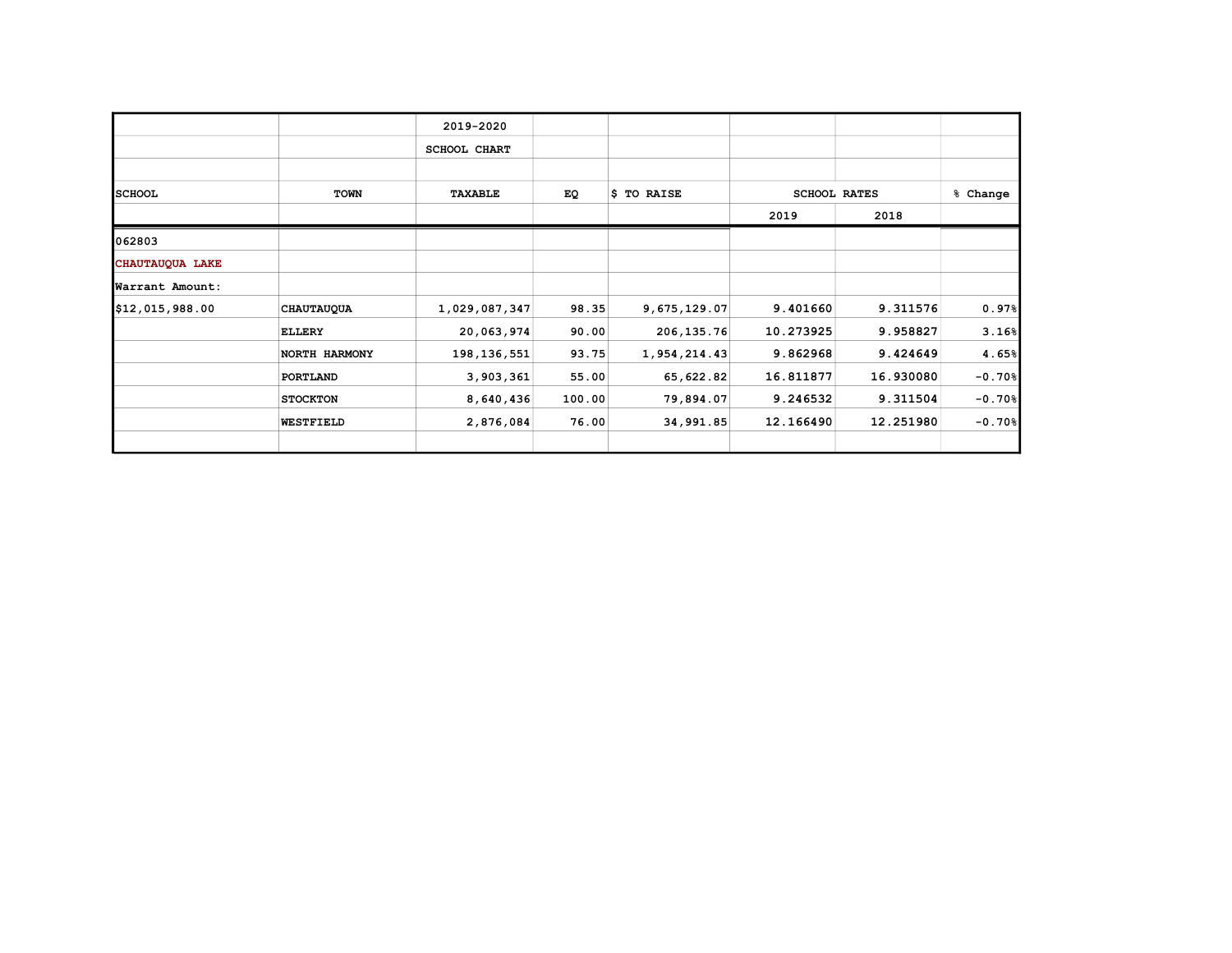| | | 2019-2020 | | | | | |
|---|---|---|---|---|---|---|---|
| | | SCHOOL CHART | | | | | |
| | | | | | | | |
| SCHOOL | TOWN | TAXABLE | EQ | $ TO RAISE | SCHOOL RATES | | % Change |
| | | | | | 2019 | 2018 | |
| 062803 | | | | | | | |
| CHAUTAUQUA LAKE | | | | | | | |
| Warrant Amount: | | | | | | | |
| $12,015,988.00 | CHAUTAUQUA | 1,029,087,347 | 98.35 | 9,675,129.07 | 9.401660 | 9.311576 | 0.97% |
| | ELLERY | 20,063,974 | 90.00 | 206,135.76 | 10.273925 | 9.958827 | 3.16% |
| | NORTH HARMONY | 198,136,551 | 93.75 | 1,954,214.43 | 9.862968 | 9.424649 | 4.65% |
| | PORTLAND | 3,903,361 | 55.00 | 65,622.82 | 16.811877 | 16.930080 | -0.70% |
| | STOCKTON | 8,640,436 | 100.00 | 79,894.07 | 9.246532 | 9.311504 | -0.70% |
| | WESTFIELD | 2,876,084 | 76.00 | 34,991.85 | 12.166490 | 12.251980 | -0.70% |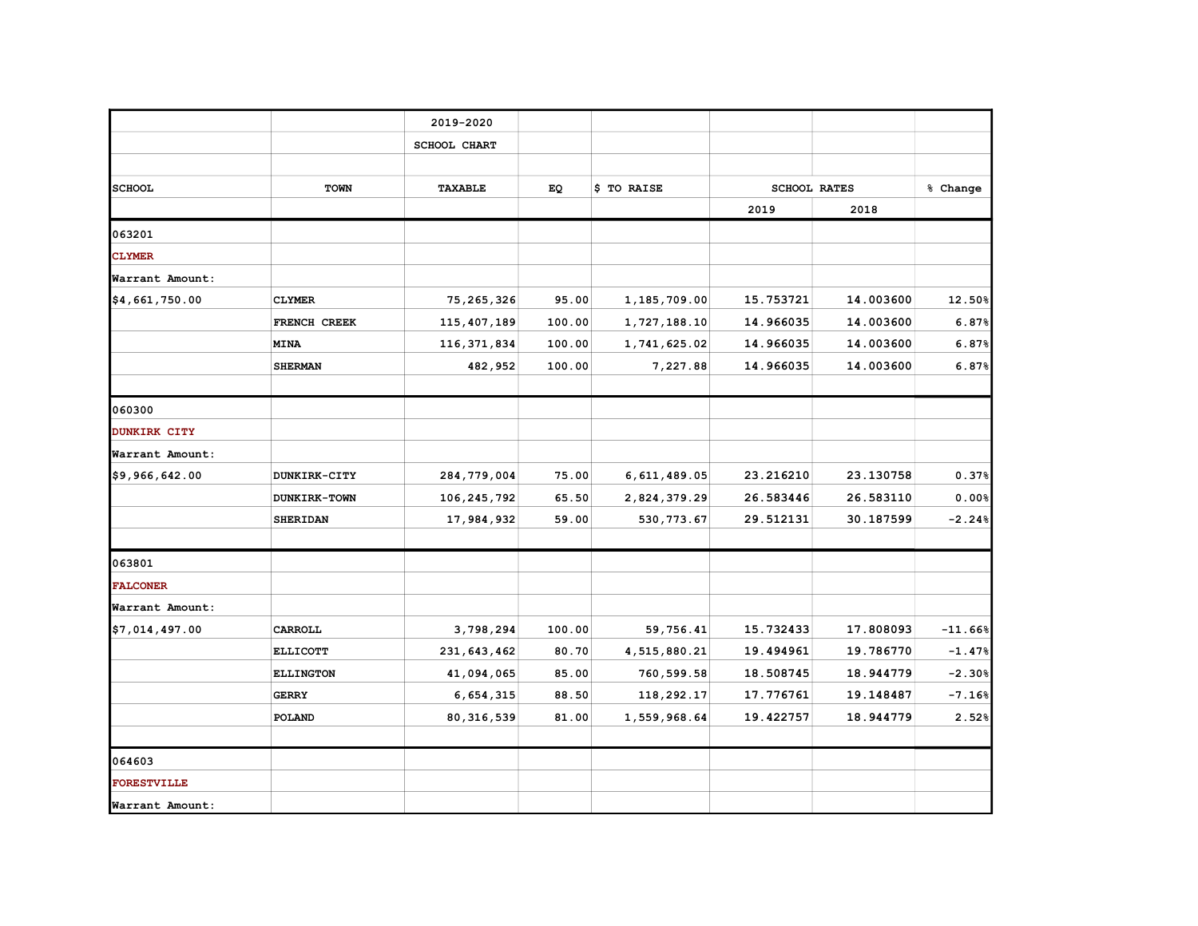| | | 2019-2020 | | | | | |
|---|---|---|---|---|---|---|---|
| | | SCHOOL CHART | | | | | |
| | | | | | | | |
| SCHOOL | TOWN | TAXABLE | EQ | $ TO RAISE | SCHOOL RATES | | % Change |
| | | | | | 2019 | 2018 | |
| 063201 | | | | | | | |
| CLYMER | | | | | | | |
| Warrant Amount: | | | | | | | |
| $4,661,750.00 | CLYMER | 75,265,326 | 95.00 | 1,185,709.00 | 15.753721 | 14.003600 | 12.50% |
| | FRENCH CREEK | 115,407,189 | 100.00 | 1,727,188.10 | 14.966035 | 14.003600 | 6.87% |
| | MINA | 116,371,834 | 100.00 | 1,741,625.02 | 14.966035 | 14.003600 | 6.87% |
| | SHERMAN | 482,952 | 100.00 | 7,227.88 | 14.966035 | 14.003600 | 6.87% |
| | | | | | | | |
| 060300 | | | | | | | |
| DUNKIRK CITY | | | | | | | |
| Warrant Amount: | | | | | | | |
| $9,966,642.00 | DUNKIRK-CITY | 284,779,004 | 75.00 | 6,611,489.05 | 23.216210 | 23.130758 | 0.37% |
| | DUNKIRK-TOWN | 106,245,792 | 65.50 | 2,824,379.29 | 26.583446 | 26.583110 | 0.00% |
| | SHERIDAN | 17,984,932 | 59.00 | 530,773.67 | 29.512131 | 30.187599 | -2.24% |
| | | | | | | | |
| 063801 | | | | | | | |
| FALCONER | | | | | | | |
| Warrant Amount: | | | | | | | |
| $7,014,497.00 | CARROLL | 3,798,294 | 100.00 | 59,756.41 | 15.732433 | 17.808093 | -11.66% |
| | ELLICOTT | 231,643,462 | 80.70 | 4,515,880.21 | 19.494961 | 19.786770 | -1.47% |
| | ELLINGTON | 41,094,065 | 85.00 | 760,599.58 | 18.508745 | 18.944779 | -2.30% |
| | GERRY | 6,654,315 | 88.50 | 118,292.17 | 17.776761 | 19.148487 | -7.16% |
| | POLAND | 80,316,539 | 81.00 | 1,559,968.64 | 19.422757 | 18.944779 | 2.52% |
| | | | | | | | |
| 064603 | | | | | | | |
| FORESTVILLE | | | | | | | |
| Warrant Amount: | | | | | | | |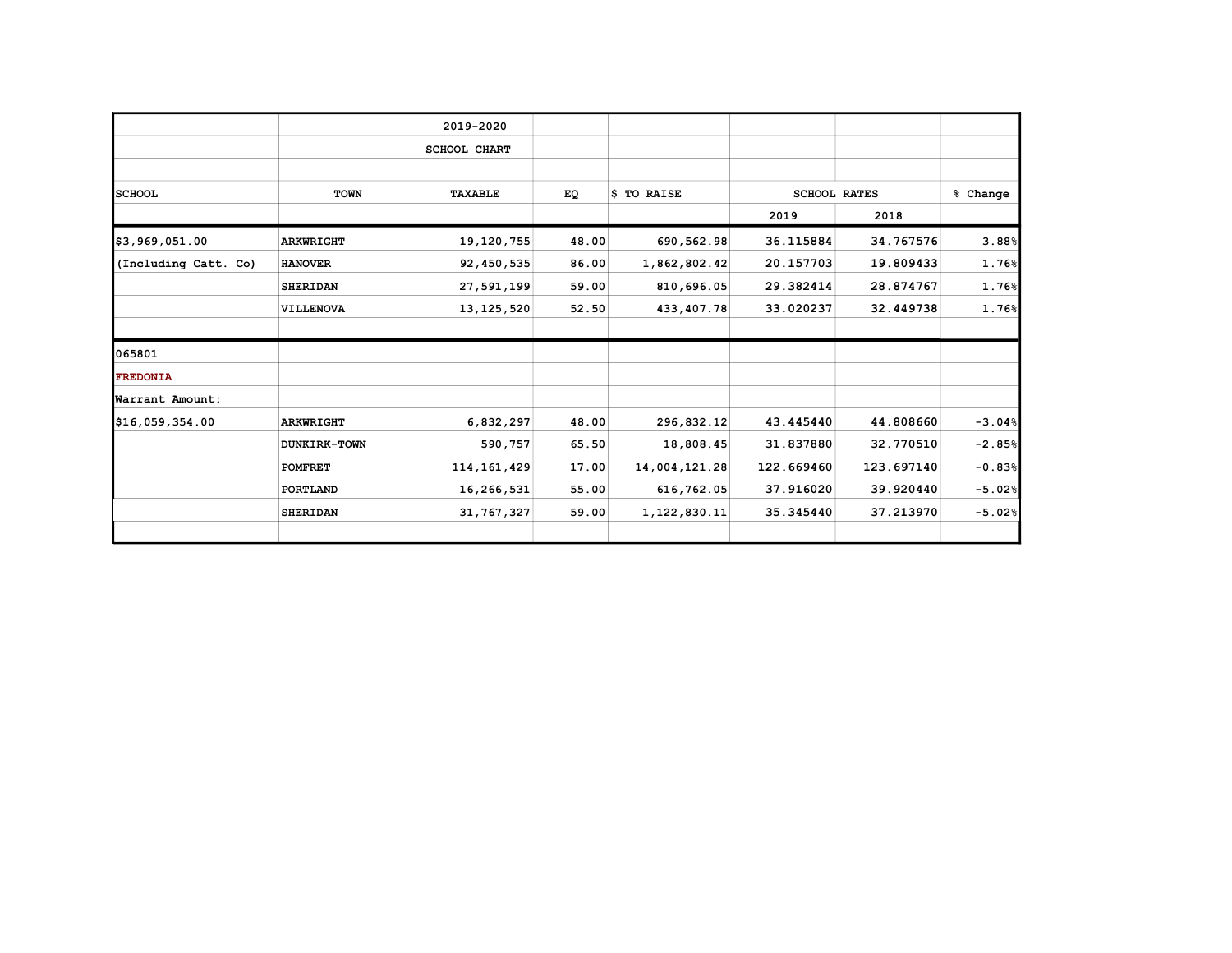| | | 2019-2020 | | | | | |
|---|---|---|---|---|---|---|---|
| | | SCHOOL CHART | | | | | |
| | | | | | | | |
| SCHOOL | TOWN | TAXABLE | EQ | $ TO RAISE | SCHOOL RATES | | % Change |
| | | | | | 2019 | 2018 | |
| $3,969,051.00 | ARKWRIGHT | 19,120,755 | 48.00 | 690,562.98 | 36.115884 | 34.767576 | 3.88% |
| (Including Catt. Co) | HANOVER | 92,450,535 | 86.00 | 1,862,802.42 | 20.157703 | 19.809433 | 1.76% |
| | SHERIDAN | 27,591,199 | 59.00 | 810,696.05 | 29.382414 | 28.874767 | 1.76% |
| | VILLENOVA | 13,125,520 | 52.50 | 433,407.78 | 33.020237 | 32.449738 | 1.76% |
| | | | | | | | |
| 065801 | | | | | | | |
| FREDONIA | | | | | | | |
| Warrant Amount: | | | | | | | |
| $16,059,354.00 | ARKWRIGHT | 6,832,297 | 48.00 | 296,832.12 | 43.445440 | 44.808660 | -3.04% |
| | DUNKIRK-TOWN | 590,757 | 65.50 | 18,808.45 | 31.837880 | 32.770510 | -2.85% |
| | POMFRET | 114,161,429 | 17.00 | 14,004,121.28 | 122.669460 | 123.697140 | -0.83% |
| | PORTLAND | 16,266,531 | 55.00 | 616,762.05 | 37.916020 | 39.920440 | -5.02% |
| | SHERIDAN | 31,767,327 | 59.00 | 1,122,830.11 | 35.345440 | 37.213970 | -5.02% |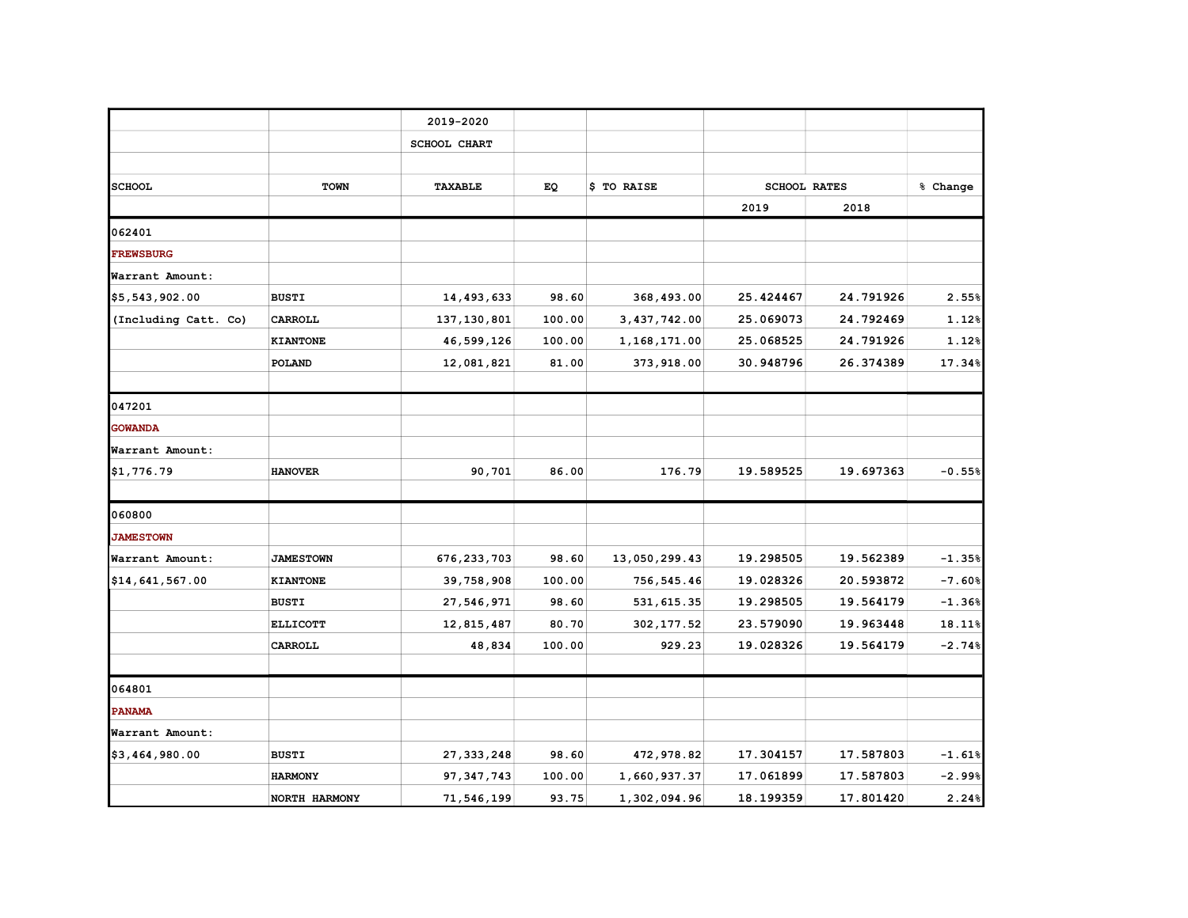| | | 2019-2020 | | | | | |
|---|---|---|---|---|---|---|---|
| | | SCHOOL CHART | | | | | |
| | | | | | | | |
| **SCHOOL** | **TOWN** | **TAXABLE** | **EQ** | **$ TO RAISE** | **SCHOOL RATES** | | **% Change** |
| | | | | | 2019 | 2018 | |
| 062401 | | | | | | | |
| **FREWSBURG** | | | | | | | |
| **Warrant Amount:** | | | | | | | |
| $5,543,902.00 | **BUSTI** | 14,493,633 | 98.60 | 368,493.00 | 25.424467 | 24.791926 | 2.55% |
| (Including Catt. Co) | **CARROLL** | 137,130,801 | 100.00 | 3,437,742.00 | 25.069073 | 24.792469 | 1.12% |
| | **KIANTONE** | 46,599,126 | 100.00 | 1,168,171.00 | 25.068525 | 24.791926 | 1.12% |
| | **POLAND** | 12,081,821 | 81.00 | 373,918.00 | 30.948796 | 26.374389 | 17.34% |
| | | | | | | | |
| 047201 | | | | | | | |
| **GOWANDA** | | | | | | | |
| **Warrant Amount:** | | | | | | | |
| $1,776.79 | **HANOVER** | 90,701 | 86.00 | 176.79 | 19.589525 | 19.697363 | -0.55% |
| | | | | | | | |
| 060800 | | | | | | | |
| **JAMESTOWN** | | | | | | | |
| **Warrant Amount:** | **JAMESTOWN** | 676,233,703 | 98.60 | 13,050,299.43 | 19.298505 | 19.562389 | -1.35% |
| $14,641,567.00 | **KIANTONE** | 39,758,908 | 100.00 | 756,545.46 | 19.028326 | 20.593872 | -7.60% |
| | **BUSTI** | 27,546,971 | 98.60 | 531,615.35 | 19.298505 | 19.564179 | -1.36% |
| | **ELLICOTT** | 12,815,487 | 80.70 | 302,177.52 | 23.579090 | 19.963448 | 18.11% |
| | **CARROLL** | 48,834 | 100.00 | 929.23 | 19.028326 | 19.564179 | -2.74% |
| | | | | | | | |
| 064801 | | | | | | | |
| **PANAMA** | | | | | | | |
| **Warrant Amount:** | | | | | | | |
| $3,464,980.00 | **BUSTI** | 27,333,248 | 98.60 | 472,978.82 | 17.304157 | 17.587803 | -1.61% |
| | **HARMONY** | 97,347,743 | 100.00 | 1,660,937.37 | 17.061899 | 17.587803 | -2.99% |
| | **NORTH HARMONY** | 71,546,199 | 93.75 | 1,302,094.96 | 18.199359 | 17.801420 | 2.24% |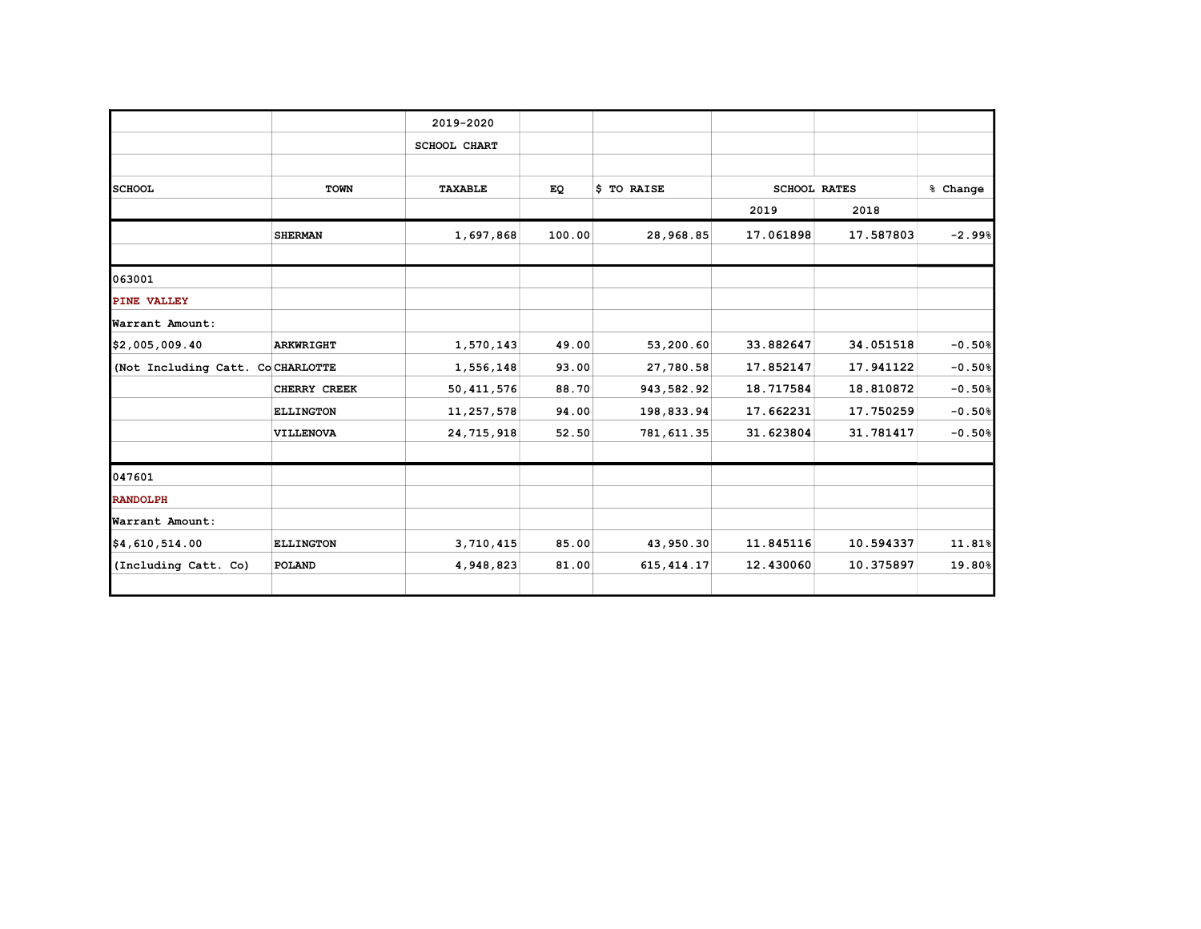| | | 2019-2020 | | | | | |
|---|---|---|---|---|---|---|---|
| | | SCHOOL CHART | | | | | |
| | | | | | | | |
| SCHOOL | TOWN | TAXABLE | EQ | $ TO RAISE | SCHOOL RATES | | % Change |
| | | | | | 2019 | 2018 | |
| | SHERMAN | 1,697,868 | 100.00 | 28,968.85 | 17.061898 | 17.587803 | -2.99% |
| | | | | | | | |
| 063001 | | | | | | | |
| PINE VALLEY | | | | | | | |
| Warrant Amount: | | | | | | | |
| $2,005,009.40 | ARKWRIGHT | 1,570,143 | 49.00 | 53,200.60 | 33.882647 | 34.051518 | -0.50% |
| (Not Including Catt. Co | CHARLOTTE | 1,556,148 | 93.00 | 27,780.58 | 17.852147 | 17.941122 | -0.50% |
| | CHERRY CREEK | 50,411,576 | 88.70 | 943,582.92 | 18.717584 | 18.810872 | -0.50% |
| | ELLINGTON | 11,257,578 | 94.00 | 198,833.94 | 17.662231 | 17.750259 | -0.50% |
| | VILLENOVA | 24,715,918 | 52.50 | 781,611.35 | 31.623804 | 31.781417 | -0.50% |
| | | | | | | | |
| 047601 | | | | | | | |
| RANDOLPH | | | | | | | |
| Warrant Amount: | | | | | | | |
| $4,610,514.00 | ELLINGTON | 3,710,415 | 85.00 | 43,950.30 | 11.845116 | 10.594337 | 11.81% |
| (Including Catt. Co) | POLAND | 4,948,823 | 81.00 | 615,414.17 | 12.430060 | 10.375897 | 19.80% |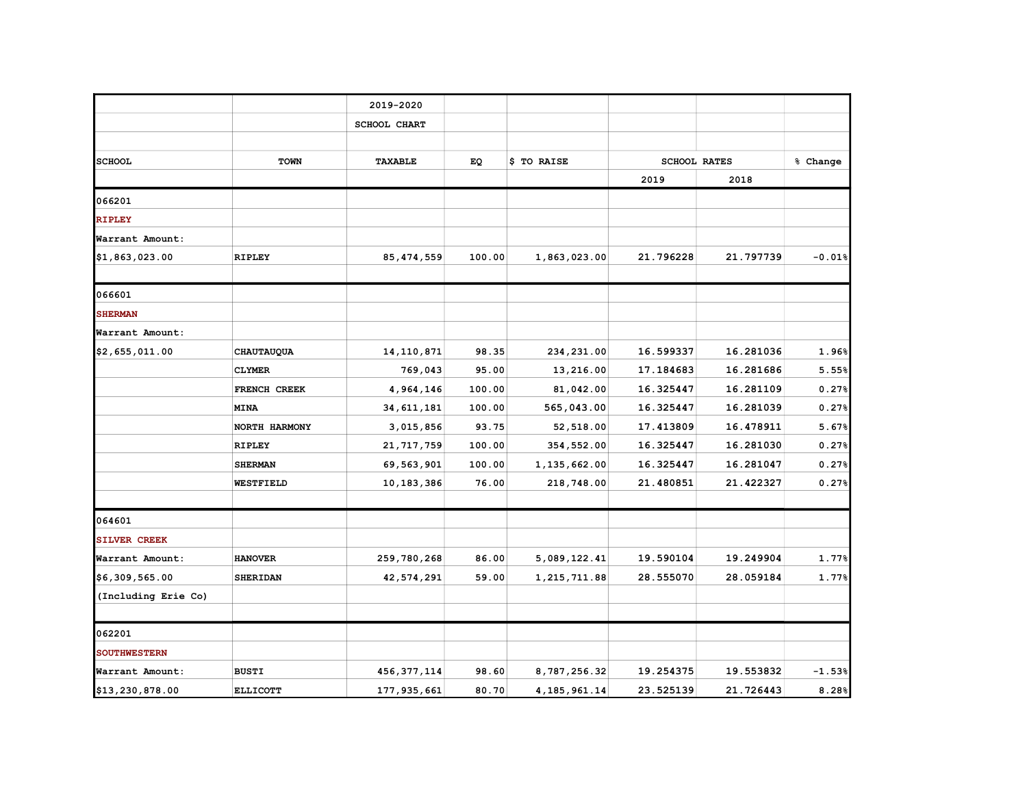| | | 2019-2020 | | | | | |
|---|---|---|---|---|---|---|---|
| | | SCHOOL CHART | | | | | |
| | | | | | | | |
| SCHOOL | TOWN | TAXABLE | EQ | $ TO RAISE | SCHOOL RATES | | % Change |
| | | | | | 2019 | 2018 | |
| 066201 | | | | | | | |
| RIPLEY | | | | | | | |
| Warrant Amount: | | | | | | | |
| $1,863,023.00 | RIPLEY | 85,474,559 | 100.00 | 1,863,023.00 | 21.796228 | 21.797739 | -0.01% |
| | | | | | | | |
| 066601 | | | | | | | |
| SHERMAN | | | | | | | |
| Warrant Amount: | | | | | | | |
| $2,655,011.00 | CHAUTAUQUA | 14,110,871 | 98.35 | 234,231.00 | 16.599337 | 16.281036 | 1.96% |
| | CLYMER | 769,043 | 95.00 | 13,216.00 | 17.184683 | 16.281686 | 5.55% |
| | FRENCH CREEK | 4,964,146 | 100.00 | 81,042.00 | 16.325447 | 16.281109 | 0.27% |
| | MINA | 34,611,181 | 100.00 | 565,043.00 | 16.325447 | 16.281039 | 0.27% |
| | NORTH HARMONY | 3,015,856 | 93.75 | 52,518.00 | 17.413809 | 16.478911 | 5.67% |
| | RIPLEY | 21,717,759 | 100.00 | 354,552.00 | 16.325447 | 16.281030 | 0.27% |
| | SHERMAN | 69,563,901 | 100.00 | 1,135,662.00 | 16.325447 | 16.281047 | 0.27% |
| | WESTFIELD | 10,183,386 | 76.00 | 218,748.00 | 21.480851 | 21.422327 | 0.27% |
| | | | | | | | |
| 064601 | | | | | | | |
| SILVER CREEK | | | | | | | |
| Warrant Amount: | HANOVER | 259,780,268 | 86.00 | 5,089,122.41 | 19.590104 | 19.249904 | 1.77% |
| $6,309,565.00 | SHERIDAN | 42,574,291 | 59.00 | 1,215,711.88 | 28.555070 | 28.059184 | 1.77% |
| (Including Erie Co) | | | | | | | |
| | | | | | | | |
| 062201 | | | | | | | |
| SOUTHWESTERN | | | | | | | |
| Warrant Amount: | BUSTI | 456,377,114 | 98.60 | 8,787,256.32 | 19.254375 | 19.553832 | -1.53% |
| $13,230,878.00 | ELLICOTT | 177,935,661 | 80.70 | 4,185,961.14 | 23.525139 | 21.726443 | 8.28% |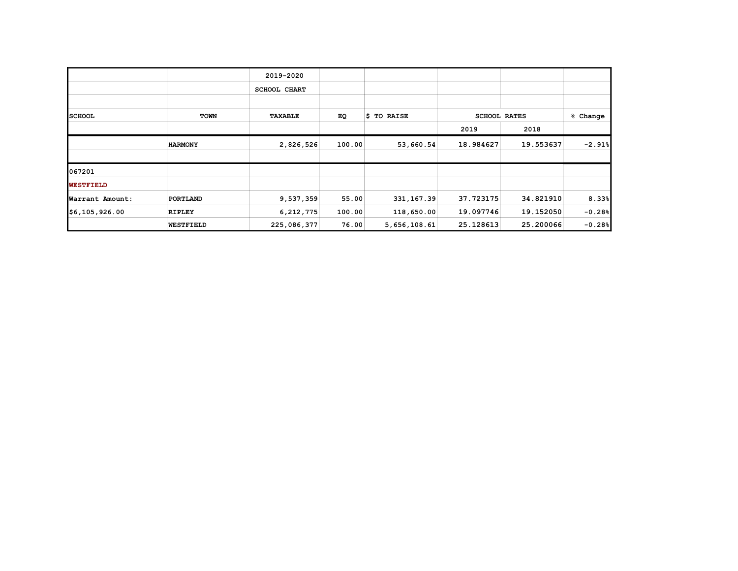| | | | | | | | |
|---|---|---|---|---|---|---|---|
| | | 2019-2020 | | | | | |
| | | SCHOOL CHART | | | | | |
| | | | | | | | |
| SCHOOL | TOWN | TAXABLE | EQ | $ TO RAISE | SCHOOL RATES | | % Change |
| | | | | | 2019 | 2018 | |
| | HARMONY | 2,826,526 | 100.00 | 53,660.54 | 18.984627 | 19.553637 | -2.91% |
| | | | | | | | |
| 067201 | | | | | | | |
| WESTFIELD | | | | | | | |
| Warrant Amount: | PORTLAND | 9,537,359 | 55.00 | 331,167.39 | 37.723175 | 34.821910 | 8.33% |
| $6,105,926.00 | RIPLEY | 6,212,775 | 100.00 | 118,650.00 | 19.097746 | 19.152050 | -0.28% |
| | WESTFIELD | 225,086,377 | 76.00 | 5,656,108.61 | 25.128613 | 25.200066 | -0.28% |